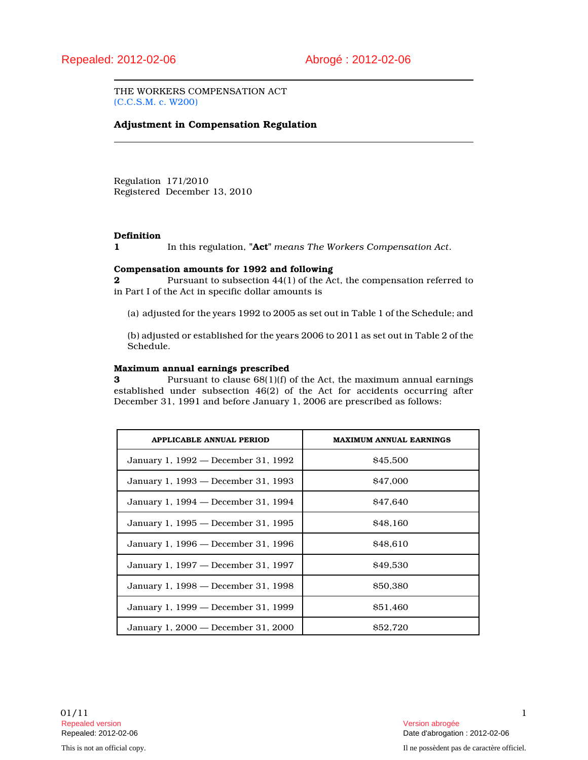Repealed: 2012-02-06 | Abrogé : 2012-02-06

THE WORKERS COMPENSATION ACT
(C.C.S.M. c. W200)

# Adjustment in Compensation Regulation

Regulation 171/2010
Registered December 13, 2010

**Definition**
**1** In this regulation, "**Act**" *means The Workers Compensation Act*.

**Compensation amounts for 1992 and following**
**2** Pursuant to subsection 44(1) of the Act, the compensation referred to in Part I of the Act in specific dollar amounts is

(a) adjusted for the years 1992 to 2005 as set out in Table 1 of the Schedule; and

(b) adjusted or established for the years 2006 to 2011 as set out in Table 2 of the Schedule.

**Maximum annual earnings prescribed**
**3** Pursuant to clause 68(1)(f) of the Act, the maximum annual earnings established under subsection 46(2) of the Act for accidents occurring after December 31, 1991 and before January 1, 2006 are prescribed as follows:

| APPLICABLE ANNUAL PERIOD | MAXIMUM ANNUAL EARNINGS |
|---|---|
| January 1, 1992 — December 31, 1992 | $45,500 |
| January 1, 1993 — December 31, 1993 | $47,000 |
| January 1, 1994 — December 31, 1994 | $47,640 |
| January 1, 1995 — December 31, 1995 | $48,160 |
| January 1, 1996 — December 31, 1996 | $48,610 |
| January 1, 1997 — December 31, 1997 | $49,530 |
| January 1, 1998 — December 31, 1998 | $50,380 |
| January 1, 1999 — December 31, 1999 | $51,460 |
| January 1, 2000 — December 31, 2000 | $52,720 |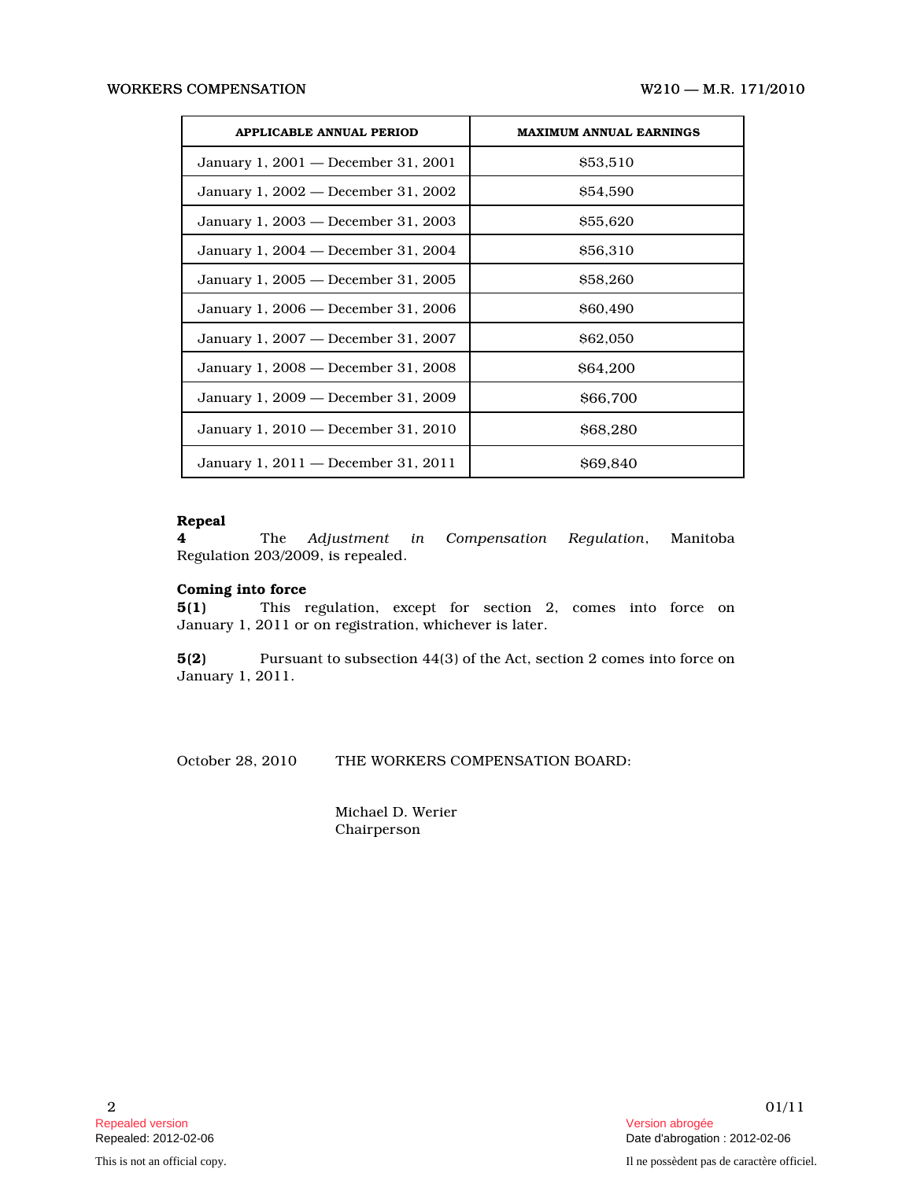| APPLICABLE ANNUAL PERIOD | MAXIMUM ANNUAL EARNINGS |
|---|---|
| January 1, 2001 — December 31, 2001 | $53,510 |
| January 1, 2002 — December 31, 2002 | $54,590 |
| January 1, 2003 — December 31, 2003 | $55,620 |
| January 1, 2004 — December 31, 2004 | $56,310 |
| January 1, 2005 — December 31, 2005 | $58,260 |
| January 1, 2006 — December 31, 2006 | $60,490 |
| January 1, 2007 — December 31, 2007 | $62,050 |
| January 1, 2008 — December 31, 2008 | $64,200 |
| January 1, 2009 — December 31, 2009 | $66,700 |
| January 1, 2010 — December 31, 2010 | $68,280 |
| January 1, 2011 — December 31, 2011 | $69,840 |

**Repeal**

**4** The *Adjustment in Compensation Regulation*, Manitoba Regulation 203/2009, is repealed.

**Coming into force**

**5(1)** This regulation, except for section 2, comes into force on January 1, 2011 or on registration, whichever is later.

**5(2)** Pursuant to subsection 44(3) of the Act, section 2 comes into force on January 1, 2011.

October 28, 2010 THE WORKERS COMPENSATION BOARD:

Michael D. Werier
Chairperson

Repealed version
Repealed: 2012-02-06

Version abrogée
Date d'abrogation : 2012-02-06

This is not an official copy.

Il ne possèdent pas de caractère officiel.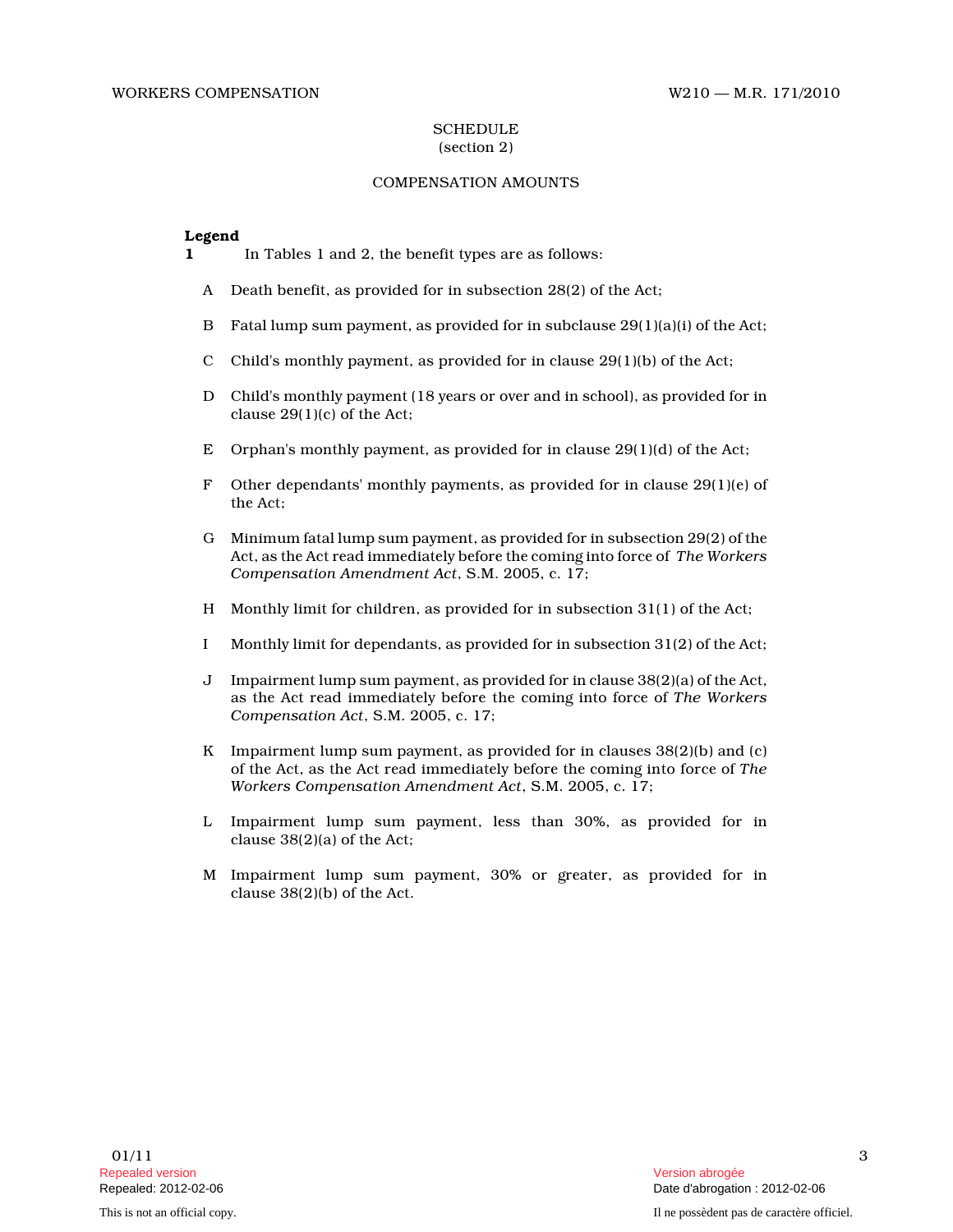SCHEDULE
(section 2)

COMPENSATION AMOUNTS

**Legend**

**1** In Tables 1 and 2, the benefit types are as follows:

A Death benefit, as provided for in subsection 28(2) of the Act;

B Fatal lump sum payment, as provided for in subclause 29(1)(a)(i) of the Act;

C Child's monthly payment, as provided for in clause 29(1)(b) of the Act;

D Child's monthly payment (18 years or over and in school), as provided for in clause 29(1)(c) of the Act;

E Orphan's monthly payment, as provided for in clause 29(1)(d) of the Act;

F Other dependants' monthly payments, as provided for in clause 29(1)(e) of the Act;

G Minimum fatal lump sum payment, as provided for in subsection 29(2) of the Act, as the Act read immediately before the coming into force of *The Workers Compensation Amendment Act*, S.M. 2005, c. 17;

H Monthly limit for children, as provided for in subsection 31(1) of the Act;

I Monthly limit for dependants, as provided for in subsection 31(2) of the Act;

J Impairment lump sum payment, as provided for in clause 38(2)(a) of the Act, as the Act read immediately before the coming into force of *The Workers Compensation Act*, S.M. 2005, c. 17;

K Impairment lump sum payment, as provided for in clauses 38(2)(b) and (c) of the Act, as the Act read immediately before the coming into force of *The Workers Compensation Amendment Act*, S.M. 2005, c. 17;

L Impairment lump sum payment, less than 30%, as provided for in clause 38(2)(a) of the Act;

M Impairment lump sum payment, 30% or greater, as provided for in clause 38(2)(b) of the Act.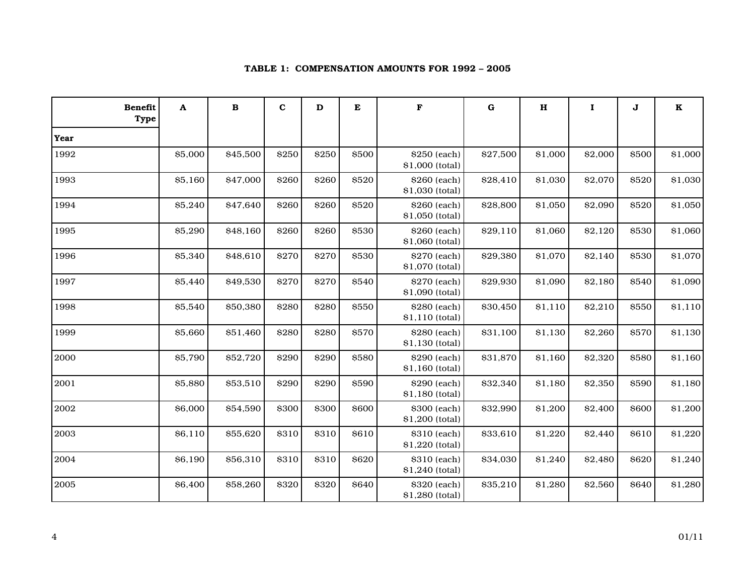**TABLE 1: COMPENSATION AMOUNTS FOR 1992 – 2005**

| Benefit Type / Year | A | B | C | D | E | F | G | H | I | J | K |
|---|---|---|---|---|---|---|---|---|---|---|---|
| 1992 | $5,000 | $45,500 | $250 | $250 | $500 | $250 (each) $1,000 (total) | $27,500 | $1,000 | $2,000 | $500 | $1,000 |
| 1993 | $5,160 | $47,000 | $260 | $260 | $520 | $260 (each) $1,030 (total) | $28,410 | $1,030 | $2,070 | $520 | $1,030 |
| 1994 | $5,240 | $47,640 | $260 | $260 | $520 | $260 (each) $1,050 (total) | $28,800 | $1,050 | $2,090 | $520 | $1,050 |
| 1995 | $5,290 | $48,160 | $260 | $260 | $530 | $260 (each) $1,060 (total) | $29,110 | $1,060 | $2,120 | $530 | $1,060 |
| 1996 | $5,340 | $48,610 | $270 | $270 | $530 | $270 (each) $1,070 (total) | $29,380 | $1,070 | $2,140 | $530 | $1,070 |
| 1997 | $5,440 | $49,530 | $270 | $270 | $540 | $270 (each) $1,090 (total) | $29,930 | $1,090 | $2,180 | $540 | $1,090 |
| 1998 | $5,540 | $50,380 | $280 | $280 | $550 | $280 (each) $1,110 (total) | $30,450 | $1,110 | $2,210 | $550 | $1,110 |
| 1999 | $5,660 | $51,460 | $280 | $280 | $570 | $280 (each) $1,130 (total) | $31,100 | $1,130 | $2,260 | $570 | $1,130 |
| 2000 | $5,790 | $52,720 | $290 | $290 | $580 | $290 (each) $1,160 (total) | $31,870 | $1,160 | $2,320 | $580 | $1,160 |
| 2001 | $5,880 | $53,510 | $290 | $290 | $590 | $290 (each) $1,180 (total) | $32,340 | $1,180 | $2,350 | $590 | $1,180 |
| 2002 | $6,000 | $54,590 | $300 | $300 | $600 | $300 (each) $1,200 (total) | $32,990 | $1,200 | $2,400 | $600 | $1,200 |
| 2003 | $6,110 | $55,620 | $310 | $310 | $610 | $310 (each) $1,220 (total) | $33,610 | $1,220 | $2,440 | $610 | $1,220 |
| 2004 | $6,190 | $56,310 | $310 | $310 | $620 | $310 (each) $1,240 (total) | $34,030 | $1,240 | $2,480 | $620 | $1,240 |
| 2005 | $6,400 | $58,260 | $320 | $320 | $640 | $320 (each) $1,280 (total) | $35,210 | $1,280 | $2,560 | $640 | $1,280 |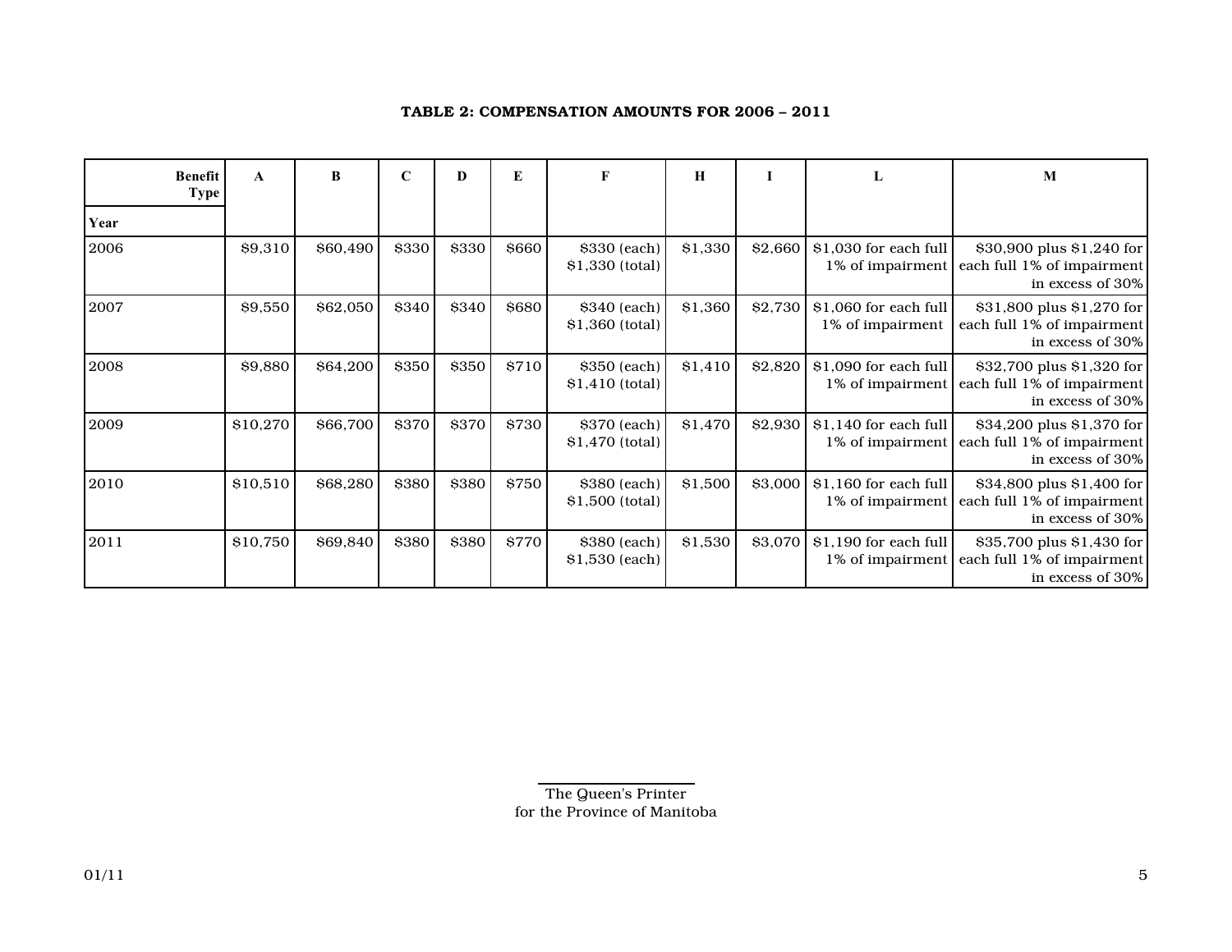**TABLE 2: COMPENSATION AMOUNTS FOR 2006 – 2011**

| Benefit Type / Year | A | B | C | D | E | F | H | I | L | M |
|---|---|---|---|---|---|---|---|---|---|---|
| 2006 | $9,310 | $60,490 | $330 | $330 | $660 | $330 (each) $1,330 (total) | $1,330 | $2,660 | $1,030 for each full 1% of impairment | $30,900 plus $1,240 for each full 1% of impairment in excess of 30% |
| 2007 | $9,550 | $62,050 | $340 | $340 | $680 | $340 (each) $1,360 (total) | $1,360 | $2,730 | $1,060 for each full 1% of impairment | $31,800 plus $1,270 for each full 1% of impairment in excess of 30% |
| 2008 | $9,880 | $64,200 | $350 | $350 | $710 | $350 (each) $1,410 (total) | $1,410 | $2,820 | $1,090 for each full 1% of impairment | $32,700 plus $1,320 for each full 1% of impairment in excess of 30% |
| 2009 | $10,270 | $66,700 | $370 | $370 | $730 | $370 (each) $1,470 (total) | $1,470 | $2,930 | $1,140 for each full 1% of impairment | $34,200 plus $1,370 for each full 1% of impairment in excess of 30% |
| 2010 | $10,510 | $68,280 | $380 | $380 | $750 | $380 (each) $1,500 (total) | $1,500 | $3,000 | $1,160 for each full 1% of impairment | $34,800 plus $1,400 for each full 1% of impairment in excess of 30% |
| 2011 | $10,750 | $69,840 | $380 | $380 | $770 | $380 (each) $1,530 (each) | $1,530 | $3,070 | $1,190 for each full 1% of impairment | $35,700 plus $1,430 for each full 1% of impairment in excess of 30% |

The Queen's Printer
for the Province of Manitoba

01/11